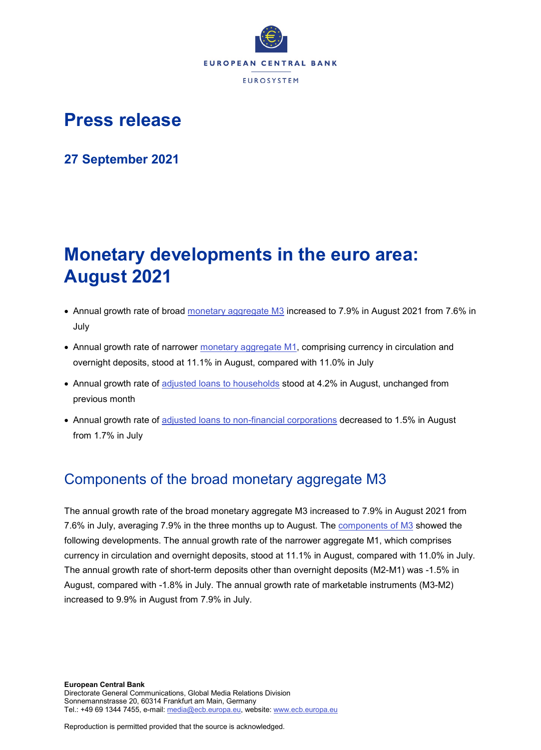# Press release

## 27 September 2021

# Monetary developments in the euro area: August 2021

- Annual growth rate of broad monetary aggregate M3 increased to 7.9% in August 2021 from 7.6% in July
- Annual growth rate of narrower monetary aggregate M1, comprising currency in circulation and overnight deposits, stood at 11.1% in August, compared with 11.0% in July
- Annual growth rate of adjusted loans to households stood at 4.2% in August, unchanged from previous month
- Annual growth rate of adjusted loans to non-financial corporations decreased to 1.5% in August from 1.7% in July

## Components of the broad monetary aggregate M3

The annual growth rate of the broad monetary aggregate M3 increased to 7.9% in August 2021 from 7.6% in July, averaging 7.9% in the three months up to August. The components of M3 showed the following developments. The annual growth rate of the narrower aggregate M1, which comprises currency in circulation and overnight deposits, stood at 11.1% in August, compared with 11.0% in July. The annual growth rate of short-term deposits other than overnight deposits (M2-M1) was -1.5% in August, compared with -1.8% in July. The annual growth rate of marketable instruments (M3-M2) increased to 9.9% in August from 7.9% in July.

**European Central Bank**
Directorate General Communications, Global Media Relations Division
Sonnemannstrasse 20, 60314 Frankfurt am Main, Germany
Tel.: +49 69 1344 7455, e-mail: media@ecb.europa.eu, website: www.ecb.europa.eu

Reproduction is permitted provided that the source is acknowledged.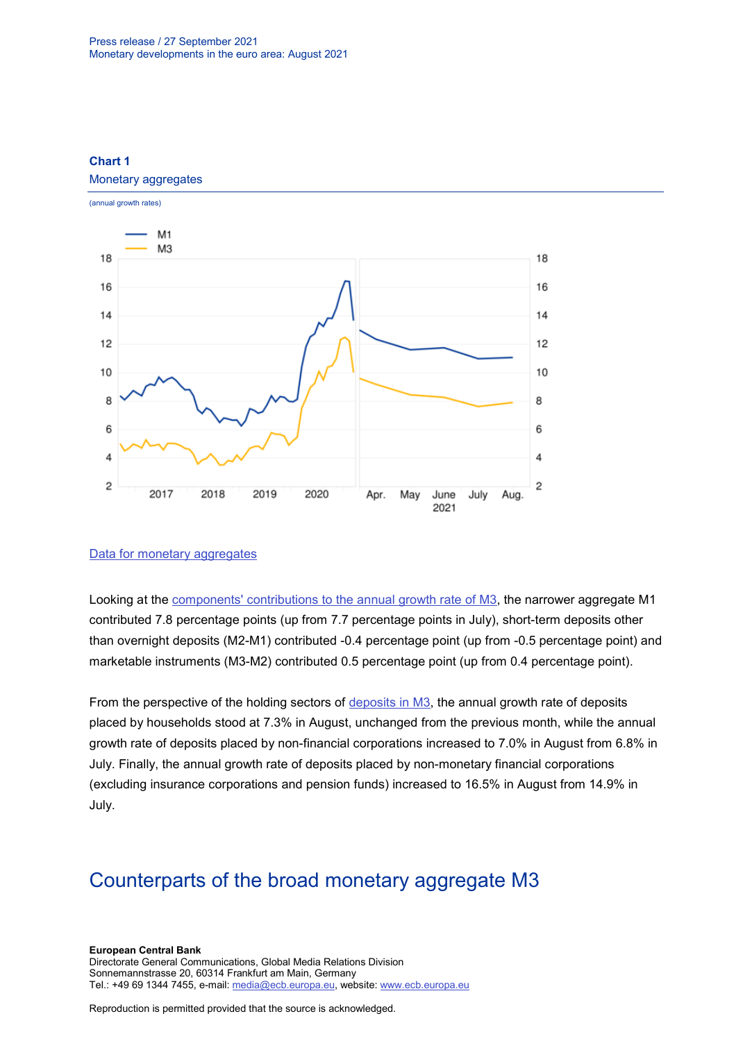**Chart 1**

Monetary aggregates

(annual growth rates)

[Data for monetary aggregates](#)

Looking at the [components' contributions to the annual growth rate of M3](#), the narrower aggregate M1 contributed 7.8 percentage points (up from 7.7 percentage points in July), short-term deposits other than overnight deposits (M2-M1) contributed -0.4 percentage point (up from -0.5 percentage point) and marketable instruments (M3-M2) contributed 0.5 percentage point (up from 0.4 percentage point).

From the perspective of the holding sectors of [deposits in M3](#), the annual growth rate of deposits placed by households stood at 7.3% in August, unchanged from the previous month, while the annual growth rate of deposits placed by non-financial corporations increased to 7.0% in August from 6.8% in July. Finally, the annual growth rate of deposits placed by non-monetary financial corporations (excluding insurance corporations and pension funds) increased to 16.5% in August from 14.9% in July.

## Counterparts of the broad monetary aggregate M3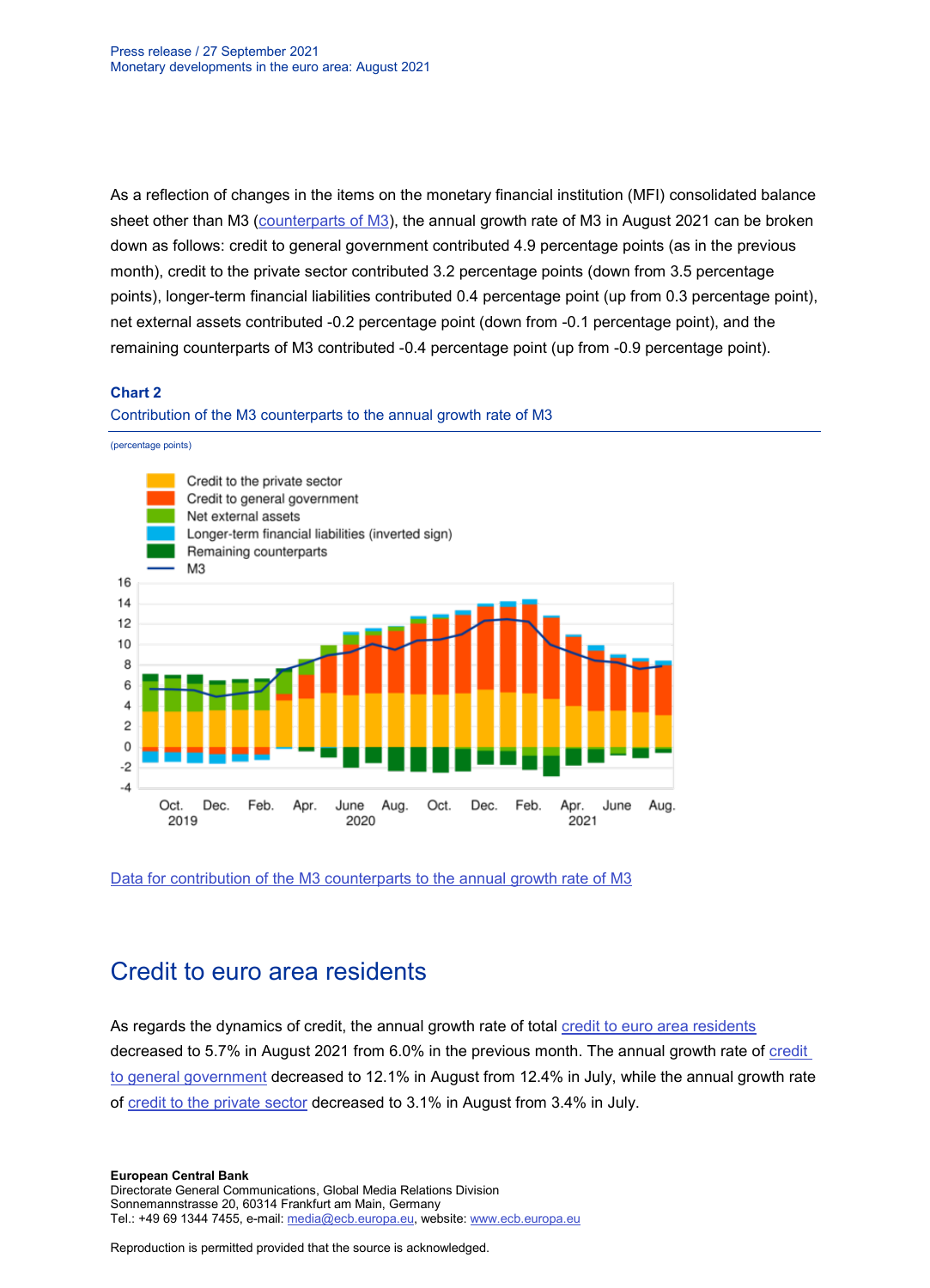As a reflection of changes in the items on the monetary financial institution (MFI) consolidated balance sheet other than M3 (counterparts of M3), the annual growth rate of M3 in August 2021 can be broken down as follows: credit to general government contributed 4.9 percentage points (as in the previous month), credit to the private sector contributed 3.2 percentage points (down from 3.5 percentage points), longer-term financial liabilities contributed 0.4 percentage point (up from 0.3 percentage point), net external assets contributed -0.2 percentage point (down from -0.1 percentage point), and the remaining counterparts of M3 contributed -0.4 percentage point (up from -0.9 percentage point).

**Chart 2**

Contribution of the M3 counterparts to the annual growth rate of M3

(percentage points)

Data for contribution of the M3 counterparts to the annual growth rate of M3

## Credit to euro area residents

As regards the dynamics of credit, the annual growth rate of total credit to euro area residents decreased to 5.7% in August 2021 from 6.0% in the previous month. The annual growth rate of credit to general government decreased to 12.1% in August from 12.4% in July, while the annual growth rate of credit to the private sector decreased to 3.1% in August from 3.4% in July.

**European Central Bank**
Directorate General Communications, Global Media Relations Division
Sonnemannstrasse 20, 60314 Frankfurt am Main, Germany
Tel.: +49 69 1344 7455, e-mail: media@ecb.europa.eu, website: www.ecb.europa.eu

Reproduction is permitted provided that the source is acknowledged.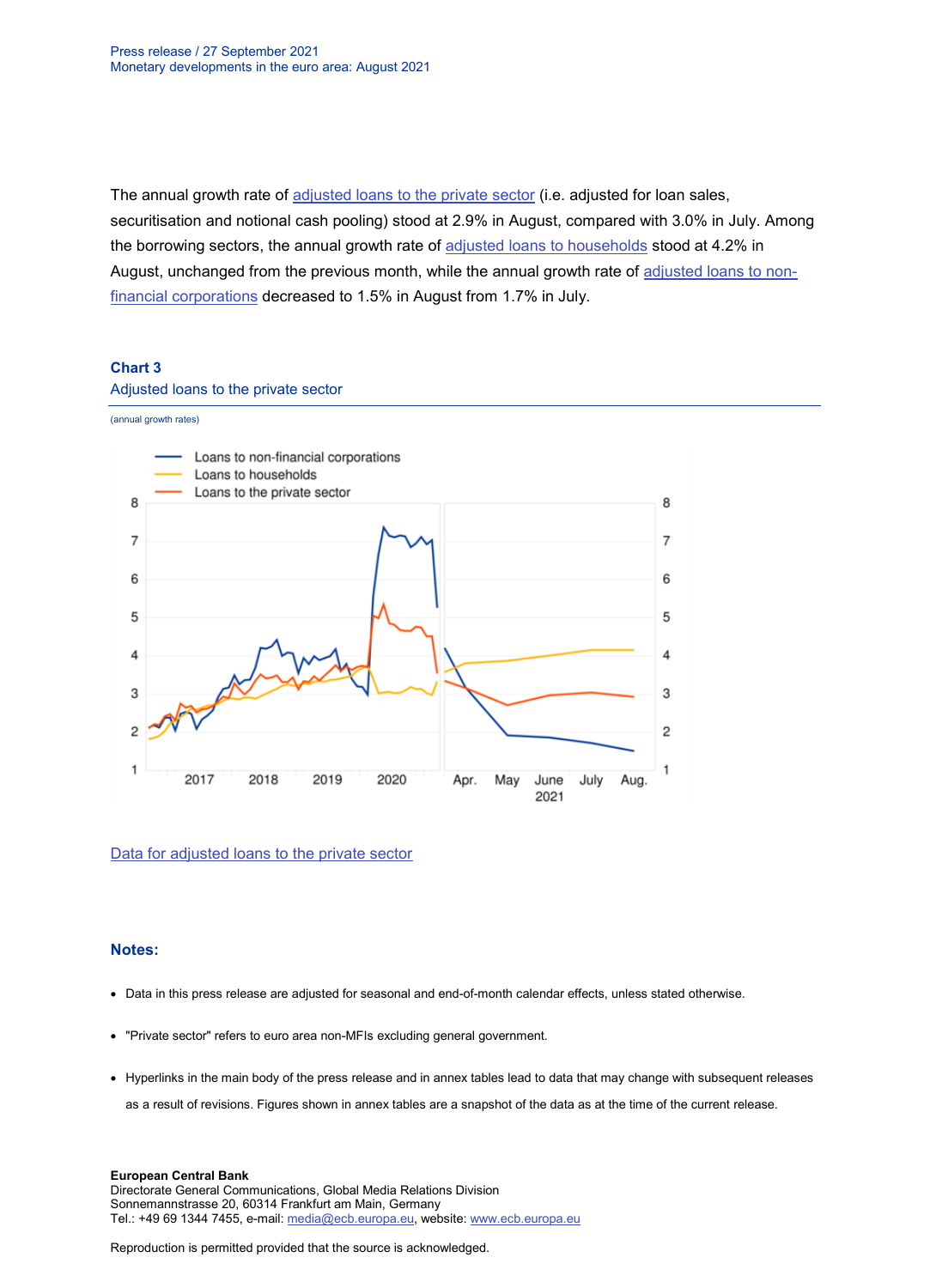The annual growth rate of adjusted loans to the private sector (i.e. adjusted for loan sales, securitisation and notional cash pooling) stood at 2.9% in August, compared with 3.0% in July. Among the borrowing sectors, the annual growth rate of adjusted loans to households stood at 4.2% in August, unchanged from the previous month, while the annual growth rate of adjusted loans to non-financial corporations decreased to 1.5% in August from 1.7% in July.

### Chart 3

Adjusted loans to the private sector

(annual growth rates)

Loans to non-financial corporations
Loans to households
Loans to the private sector

8
7
6
5
4
3
2
1

2017 2018 2019 2020

Apr. May June July Aug.
2021

Data for adjusted loans to the private sector

### Notes:

- Data in this press release are adjusted for seasonal and end-of-month calendar effects, unless stated otherwise.
- "Private sector" refers to euro area non-MFIs excluding general government.
- Hyperlinks in the main body of the press release and in annex tables lead to data that may change with subsequent releases as a result of revisions. Figures shown in annex tables are a snapshot of the data as at the time of the current release.

**European Central Bank**
Directorate General Communications, Global Media Relations Division
Sonnemannstrasse 20, 60314 Frankfurt am Main, Germany
Tel.: +49 69 1344 7455, e-mail: media@ecb.europa.eu, website: www.ecb.europa.eu

Reproduction is permitted provided that the source is acknowledged.